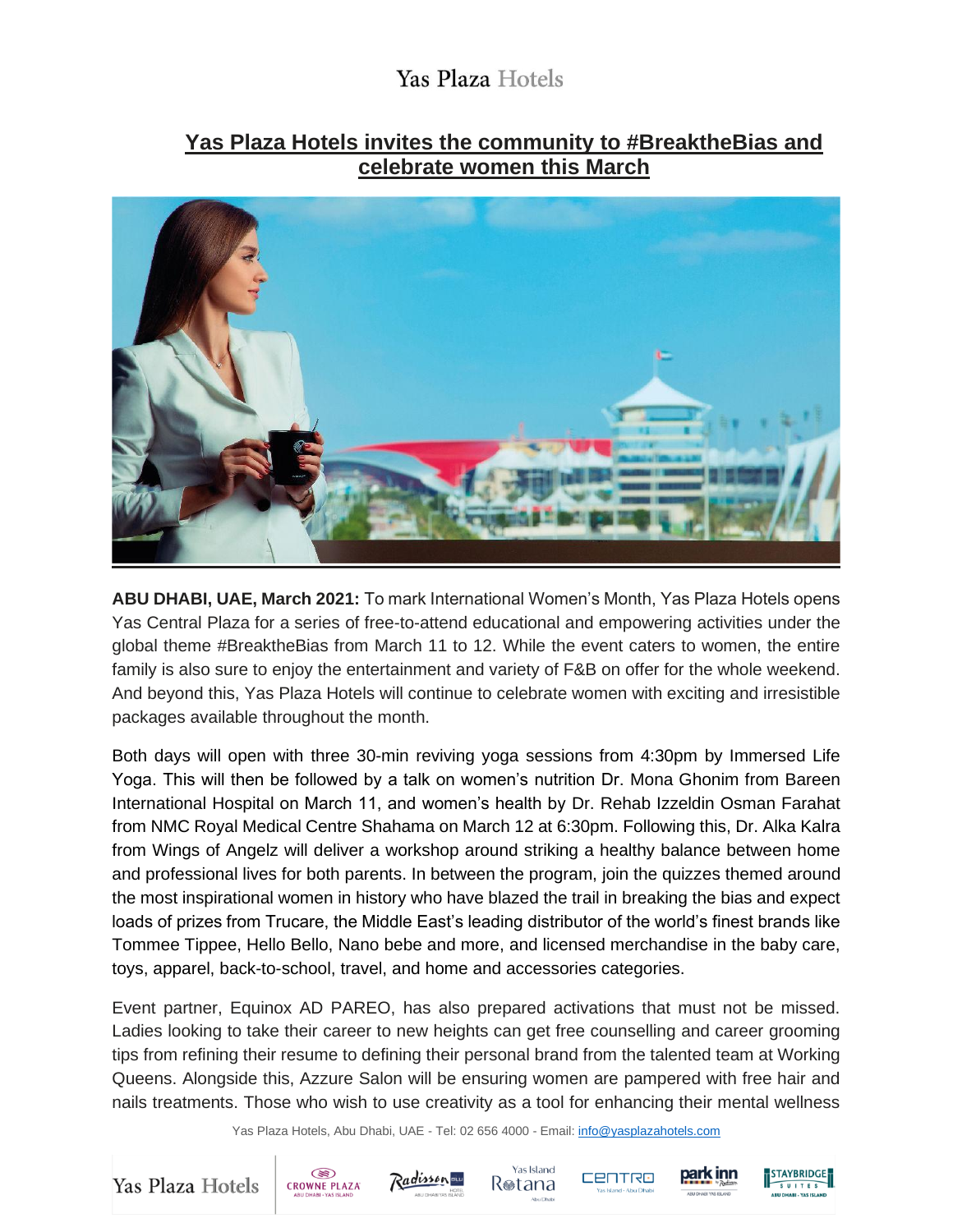Yas Plaza Hotels

# Yas Plaza Hotels invites the community to #BreaktheBias and celebrate women this March

**ABU DHABI, UAE, March 2021:** To mark International Women's Month, Yas Plaza Hotels opens Yas Central Plaza for a series of free-to-attend educational and empowering activities under the global theme #BreaktheBias from March 11 to 12. While the event caters to women, the entire family is also sure to enjoy the entertainment and variety of F&B on offer for the whole weekend. And beyond this, Yas Plaza Hotels will continue to celebrate women with exciting and irresistible packages available throughout the month.

Both days will open with three 30-min reviving yoga sessions from 4:30pm by Immersed Life Yoga. This will then be followed by a talk on women's nutrition Dr. Mona Ghonim from Bareen International Hospital on March 11, and women's health by Dr. Rehab Izzeldin Osman Farahat from NMC Royal Medical Centre Shahama on March 12 at 6:30pm. Following this, Dr. Alka Kalra from Wings of Angelz will deliver a workshop around striking a healthy balance between home and professional lives for both parents. In between the program, join the quizzes themed around the most inspirational women in history who have blazed the trail in breaking the bias and expect loads of prizes from Trucare, the Middle East's leading distributor of the world's finest brands like Tommee Tippee, Hello Bello, Nano bebe and more, and licensed merchandise in the baby care, toys, apparel, back-to-school, travel, and home and accessories categories.

Event partner, Equinox AD PAREO, has also prepared activations that must not be missed. Ladies looking to take their career to new heights can get free counselling and career grooming tips from refining their resume to defining their personal brand from the talented team at Working Queens. Alongside this, Azzure Salon will be ensuring women are pampered with free hair and nails treatments. Those who wish to use creativity as a tool for enhancing their mental wellness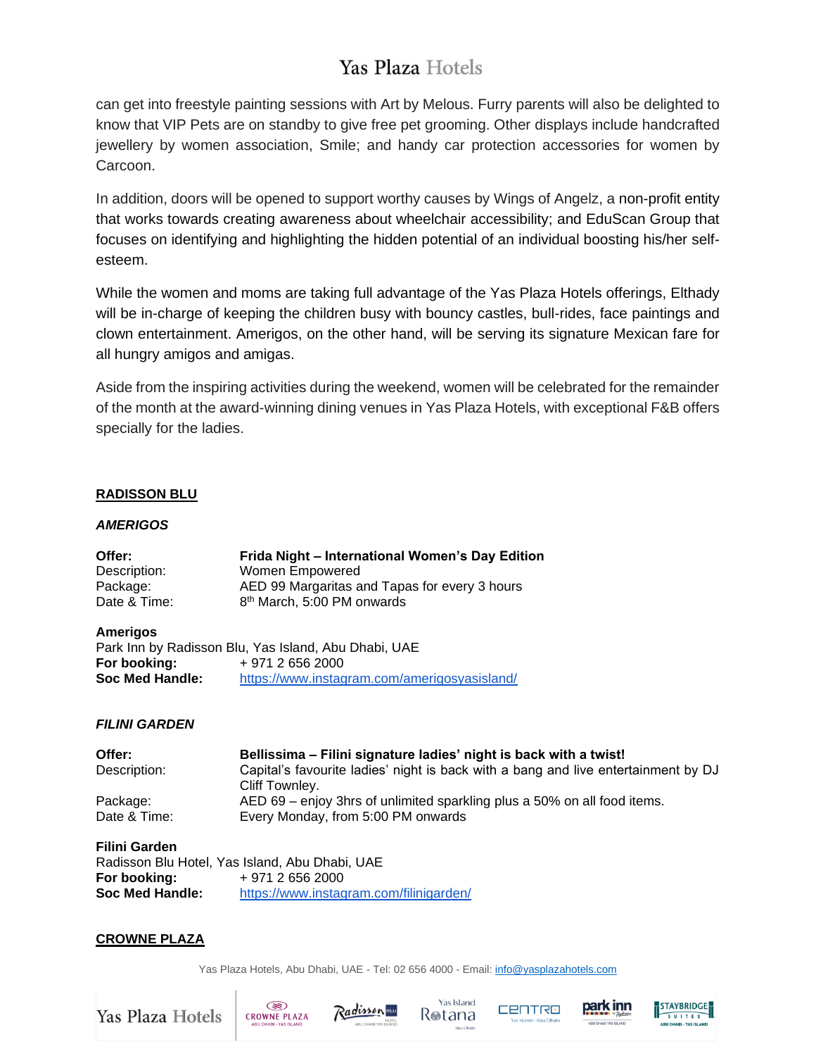can get into freestyle painting sessions with Art by Melous. Furry parents will also be delighted to know that VIP Pets are on standby to give free pet grooming. Other displays include handcrafted jewellery by women association, Smile; and handy car protection accessories for women by Carcoon.

In addition, doors will be opened to support worthy causes by Wings of Angelz, a non-profit entity that works towards creating awareness about wheelchair accessibility; and EduScan Group that focuses on identifying and highlighting the hidden potential of an individual boosting his/her self-esteem.

While the women and moms are taking full advantage of the Yas Plaza Hotels offerings, Elthady will be in-charge of keeping the children busy with bouncy castles, bull-rides, face paintings and clown entertainment. Amerigos, on the other hand, will be serving its signature Mexican fare for all hungry amigos and amigas.

Aside from the inspiring activities during the weekend, women will be celebrated for the remainder of the month at the award-winning dining venues in Yas Plaza Hotels, with exceptional F&B offers specially for the ladies.

## RADISSON BLU

### *AMERIGOS*

| **Offer:** | **Frida Night – International Women's Day Edition** |
|---|---|
| Description: | Women Empowered |
| Package: | AED 99 Margaritas and Tapas for every 3 hours |
| Date & Time: | 8th March, 5:00 PM onwards |

**Amerigos**
Park Inn by Radisson Blu, Yas Island, Abu Dhabi, UAE
**For booking:** + 971 2 656 2000
**Soc Med Handle:** https://www.instagram.com/amerigosyasisland/

### *FILINI GARDEN*

| **Offer:** | **Bellissima – Filini signature ladies' night is back with a twist!** |
|---|---|
| Description: | Capital's favourite ladies' night is back with a bang and live entertainment by DJ Cliff Townley. |
| Package: | AED 69 – enjoy 3hrs of unlimited sparkling plus a 50% on all food items. |
| Date & Time: | Every Monday, from 5:00 PM onwards |

**Filini Garden**
Radisson Blu Hotel, Yas Island, Abu Dhabi, UAE
**For booking:** + 971 2 656 2000
**Soc Med Handle:** https://www.instagram.com/filinigarden/

## CROWNE PLAZA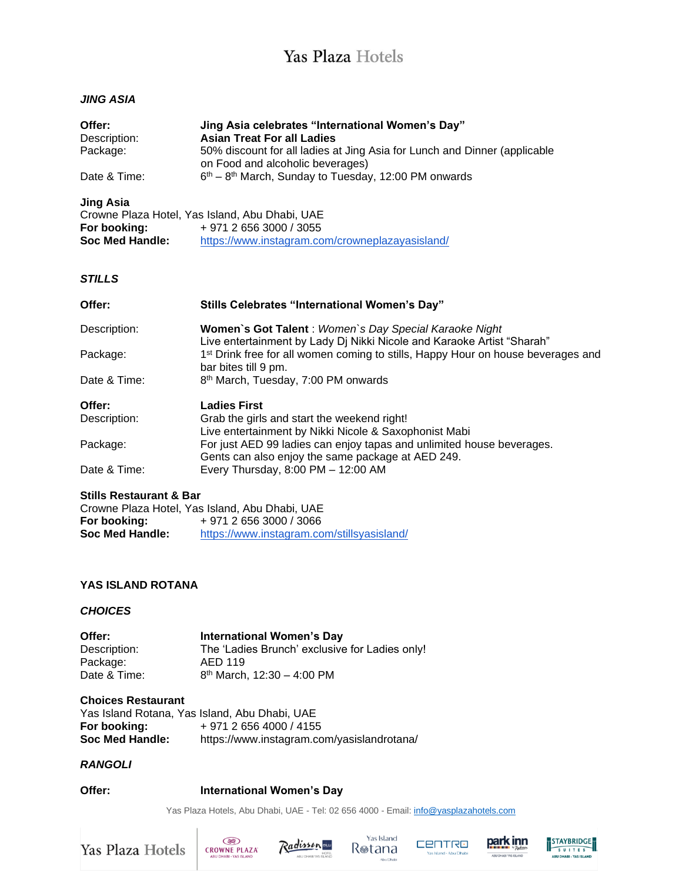***JING ASIA***

| | |
|---|---|
| **Offer:** | **Jing Asia celebrates "International Women's Day"** |
| Description: | **Asian Treat For all Ladies** |
| Package: | 50% discount for all ladies at Jing Asia for Lunch and Dinner (applicable on Food and alcoholic beverages) |
| Date & Time: | 6th – 8th March, Sunday to Tuesday, 12:00 PM onwards |

**Jing Asia**
Crowne Plaza Hotel, Yas Island, Abu Dhabi, UAE
**For booking:** + 971 2 656 3000 / 3055
**Soc Med Handle:** https://www.instagram.com/crowneplazayasisland/

***STILLS***

| | |
|---|---|
| **Offer:** | **Stills Celebrates "International Women's Day"** |
| Description: | **Women`s Got Talent** : *Women`s Day Special Karaoke Night* Live entertainment by Lady Dj Nikki Nicole and Karaoke Artist "Sharah" |
| Package: | 1st Drink free for all women coming to stills, Happy Hour on house beverages and bar bites till 9 pm. |
| Date & Time: | 8th March, Tuesday, 7:00 PM onwards |

| | |
|---|---|
| **Offer:** | **Ladies First** |
| Description: | Grab the girls and start the weekend right! Live entertainment by Nikki Nicole & Saxophonist Mabi |
| Package: | For just AED 99 ladies can enjoy tapas and unlimited house beverages. Gents can also enjoy the same package at AED 249. |
| Date & Time: | Every Thursday, 8:00 PM – 12:00 AM |

**Stills Restaurant & Bar**
Crowne Plaza Hotel, Yas Island, Abu Dhabi, UAE
**For booking:** + 971 2 656 3000 / 3066
**Soc Med Handle:** https://www.instagram.com/stillsyasisland/

**YAS ISLAND ROTANA**

***CHOICES***

| | |
|---|---|
| **Offer:** | **International Women's Day** |
| Description: | The 'Ladies Brunch' exclusive for Ladies only! |
| Package: | AED 119 |
| Date & Time: | 8th March, 12:30 – 4:00 PM |

**Choices Restaurant**
Yas Island Rotana, Yas Island, Abu Dhabi, UAE
**For booking:** + 971 2 656 4000 / 4155
**Soc Med Handle:** https://www.instagram.com/yasislandrotana/

***RANGOLI***

**Offer:** **International Women's Day**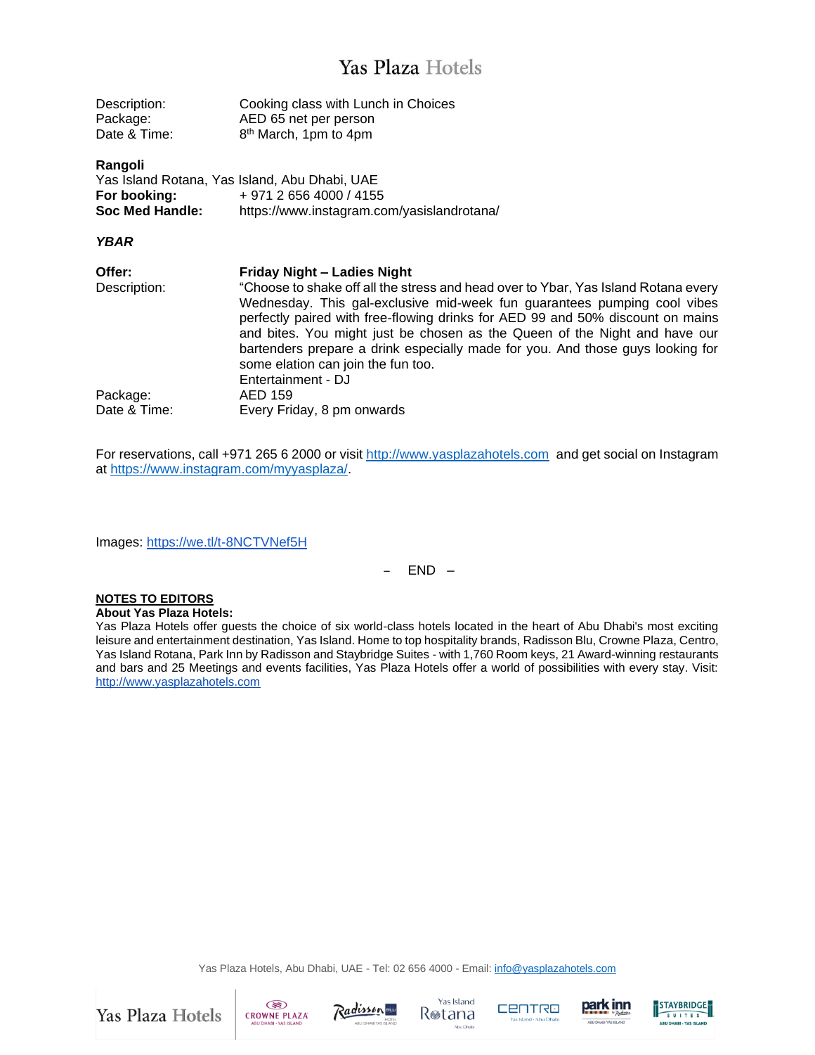| | |
|---|---|
| Description: | Cooking class with Lunch in Choices |
| Package: | AED 65 net per person |
| Date & Time: | 8th March, 1pm to 4pm |

**Rangoli**
Yas Island Rotana, Yas Island, Abu Dhabi, UAE

| | |
|---|---|
| **For booking:** | + 971 2 656 4000 / 4155 |
| **Soc Med Handle:** | https://www.instagram.com/yasislandrotana/ |

***YBAR***

| | |
|---|---|
| **Offer:** | **Friday Night – Ladies Night** |
| Description: | "Choose to shake off all the stress and head over to Ybar, Yas Island Rotana every Wednesday. This gal-exclusive mid-week fun guarantees pumping cool vibes perfectly paired with free-flowing drinks for AED 99 and 50% discount on mains and bites. You might just be chosen as the Queen of the Night and have our bartenders prepare a drink especially made for you. And those guys looking for some elation can join the fun too.<br>Entertainment - DJ |
| Package: | AED 159 |
| Date & Time: | Every Friday, 8 pm onwards |

For reservations, call +971 265 6 2000 or visit http://www.yasplazahotels.com and get social on Instagram at https://www.instagram.com/myyasplaza/.

Images: https://we.tl/t-8NCTVNef5H

– END –

**NOTES TO EDITORS**

**About Yas Plaza Hotels:**

Yas Plaza Hotels offer guests the choice of six world-class hotels located in the heart of Abu Dhabi's most exciting leisure and entertainment destination, Yas Island. Home to top hospitality brands, Radisson Blu, Crowne Plaza, Centro, Yas Island Rotana, Park Inn by Radisson and Staybridge Suites - with 1,760 Room keys, 21 Award-winning restaurants and bars and 25 Meetings and events facilities, Yas Plaza Hotels offer a world of possibilities with every stay. Visit: http://www.yasplazahotels.com